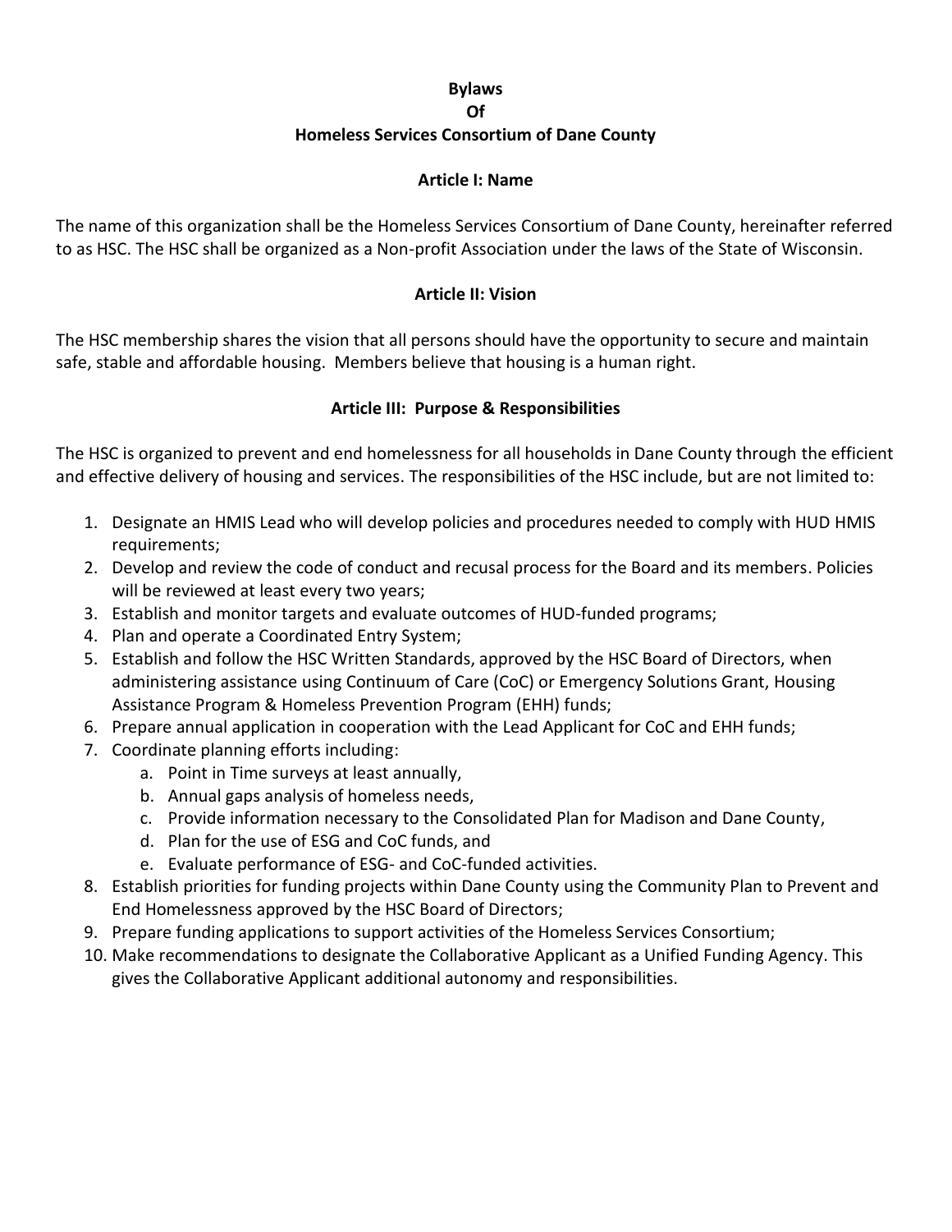# Bylaws
# Of
# Homeless Services Consortium of Dane County

## Article I: Name

The name of this organization shall be the Homeless Services Consortium of Dane County, hereinafter referred to as HSC. The HSC shall be organized as a Non-profit Association under the laws of the State of Wisconsin.

## Article II: Vision

The HSC membership shares the vision that all persons should have the opportunity to secure and maintain safe, stable and affordable housing. Members believe that housing is a human right.

## Article III: Purpose & Responsibilities

The HSC is organized to prevent and end homelessness for all households in Dane County through the efficient and effective delivery of housing and services. The responsibilities of the HSC include, but are not limited to:

1. Designate an HMIS Lead who will develop policies and procedures needed to comply with HUD HMIS requirements;
2. Develop and review the code of conduct and recusal process for the Board and its members. Policies will be reviewed at least every two years;
3. Establish and monitor targets and evaluate outcomes of HUD-funded programs;
4. Plan and operate a Coordinated Entry System;
5. Establish and follow the HSC Written Standards, approved by the HSC Board of Directors, when administering assistance using Continuum of Care (CoC) or Emergency Solutions Grant, Housing Assistance Program & Homeless Prevention Program (EHH) funds;
6. Prepare annual application in cooperation with the Lead Applicant for CoC and EHH funds;
7. Coordinate planning efforts including:
   a. Point in Time surveys at least annually,
   b. Annual gaps analysis of homeless needs,
   c. Provide information necessary to the Consolidated Plan for Madison and Dane County,
   d. Plan for the use of ESG and CoC funds, and
   e. Evaluate performance of ESG- and CoC-funded activities.
8. Establish priorities for funding projects within Dane County using the Community Plan to Prevent and End Homelessness approved by the HSC Board of Directors;
9. Prepare funding applications to support activities of the Homeless Services Consortium;
10. Make recommendations to designate the Collaborative Applicant as a Unified Funding Agency. This gives the Collaborative Applicant additional autonomy and responsibilities.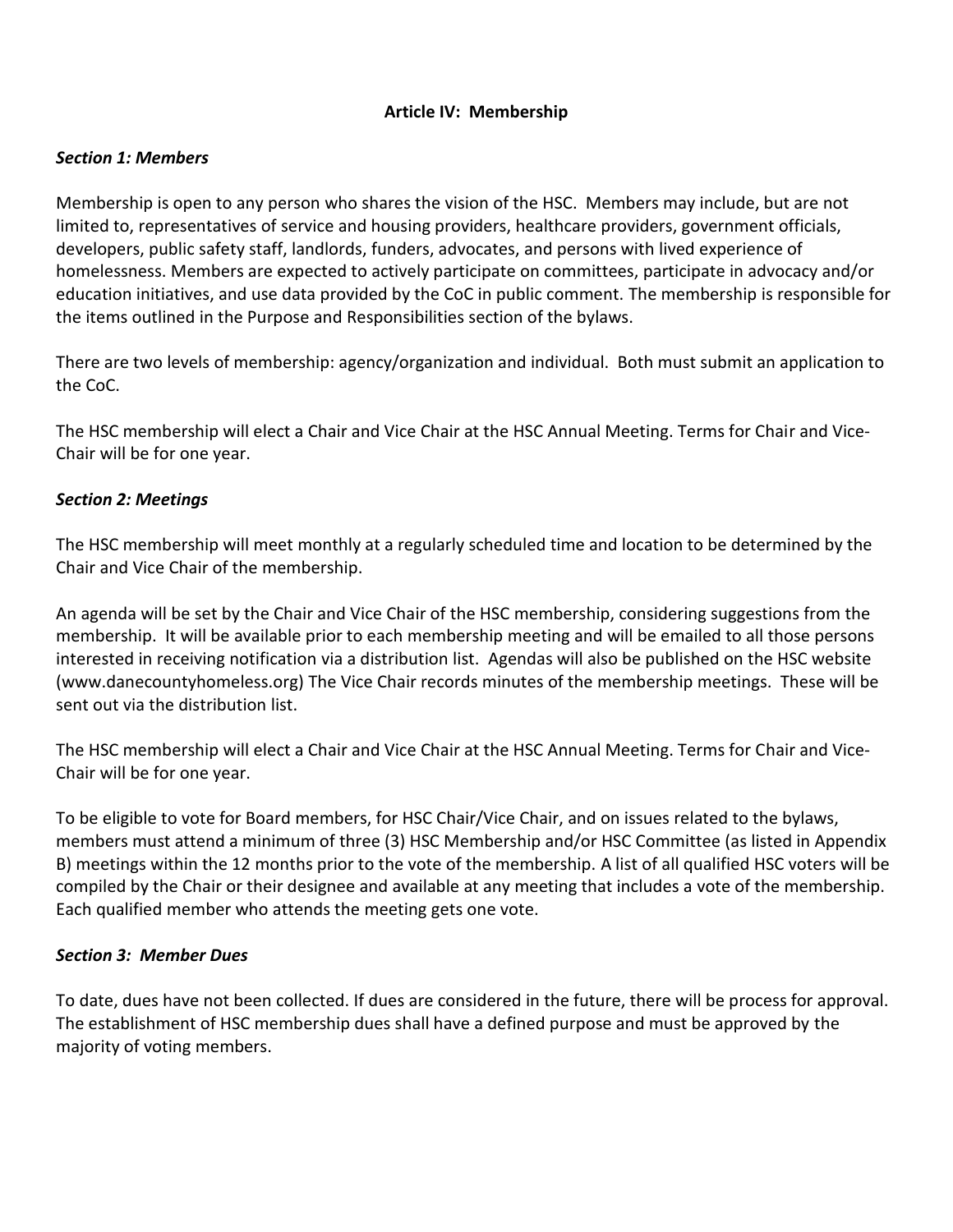## Article IV: Membership

### *Section 1: Members*

Membership is open to any person who shares the vision of the HSC. Members may include, but are not limited to, representatives of service and housing providers, healthcare providers, government officials, developers, public safety staff, landlords, funders, advocates, and persons with lived experience of homelessness. Members are expected to actively participate on committees, participate in advocacy and/or education initiatives, and use data provided by the CoC in public comment. The membership is responsible for the items outlined in the Purpose and Responsibilities section of the bylaws.

There are two levels of membership: agency/organization and individual. Both must submit an application to the CoC.

The HSC membership will elect a Chair and Vice Chair at the HSC Annual Meeting. Terms for Chair and Vice-Chair will be for one year.

### *Section 2: Meetings*

The HSC membership will meet monthly at a regularly scheduled time and location to be determined by the Chair and Vice Chair of the membership.

An agenda will be set by the Chair and Vice Chair of the HSC membership, considering suggestions from the membership. It will be available prior to each membership meeting and will be emailed to all those persons interested in receiving notification via a distribution list. Agendas will also be published on the HSC website (www.danecountyhomeless.org) The Vice Chair records minutes of the membership meetings. These will be sent out via the distribution list.

The HSC membership will elect a Chair and Vice Chair at the HSC Annual Meeting. Terms for Chair and Vice-Chair will be for one year.

To be eligible to vote for Board members, for HSC Chair/Vice Chair, and on issues related to the bylaws, members must attend a minimum of three (3) HSC Membership and/or HSC Committee (as listed in Appendix B) meetings within the 12 months prior to the vote of the membership. A list of all qualified HSC voters will be compiled by the Chair or their designee and available at any meeting that includes a vote of the membership. Each qualified member who attends the meeting gets one vote.

### *Section 3: Member Dues*

To date, dues have not been collected. If dues are considered in the future, there will be process for approval. The establishment of HSC membership dues shall have a defined purpose and must be approved by the majority of voting members.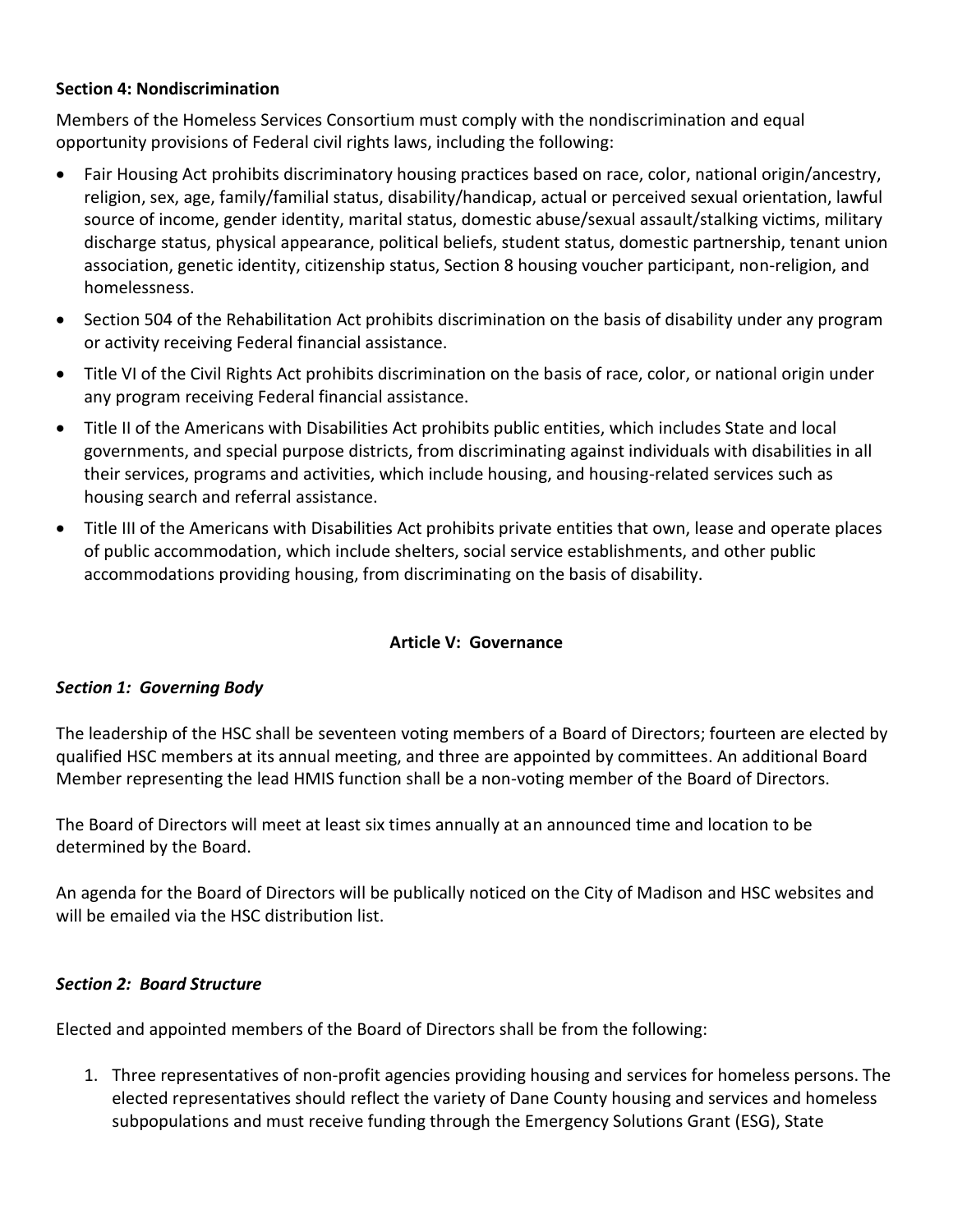**Section 4: Nondiscrimination**

Members of the Homeless Services Consortium must comply with the nondiscrimination and equal opportunity provisions of Federal civil rights laws, including the following:

- Fair Housing Act prohibits discriminatory housing practices based on race, color, national origin/ancestry, religion, sex, age, family/familial status, disability/handicap, actual or perceived sexual orientation, lawful source of income, gender identity, marital status, domestic abuse/sexual assault/stalking victims, military discharge status, physical appearance, political beliefs, student status, domestic partnership, tenant union association, genetic identity, citizenship status, Section 8 housing voucher participant, non-religion, and homelessness.
- Section 504 of the Rehabilitation Act prohibits discrimination on the basis of disability under any program or activity receiving Federal financial assistance.
- Title VI of the Civil Rights Act prohibits discrimination on the basis of race, color, or national origin under any program receiving Federal financial assistance.
- Title II of the Americans with Disabilities Act prohibits public entities, which includes State and local governments, and special purpose districts, from discriminating against individuals with disabilities in all their services, programs and activities, which include housing, and housing-related services such as housing search and referral assistance.
- Title III of the Americans with Disabilities Act prohibits private entities that own, lease and operate places of public accommodation, which include shelters, social service establishments, and other public accommodations providing housing, from discriminating on the basis of disability.

## Article V: Governance

***Section 1: Governing Body***

The leadership of the HSC shall be seventeen voting members of a Board of Directors; fourteen are elected by qualified HSC members at its annual meeting, and three are appointed by committees. An additional Board Member representing the lead HMIS function shall be a non-voting member of the Board of Directors.

The Board of Directors will meet at least six times annually at an announced time and location to be determined by the Board.

An agenda for the Board of Directors will be publically noticed on the City of Madison and HSC websites and will be emailed via the HSC distribution list.

***Section 2: Board Structure***

Elected and appointed members of the Board of Directors shall be from the following:

1. Three representatives of non-profit agencies providing housing and services for homeless persons. The elected representatives should reflect the variety of Dane County housing and services and homeless subpopulations and must receive funding through the Emergency Solutions Grant (ESG), State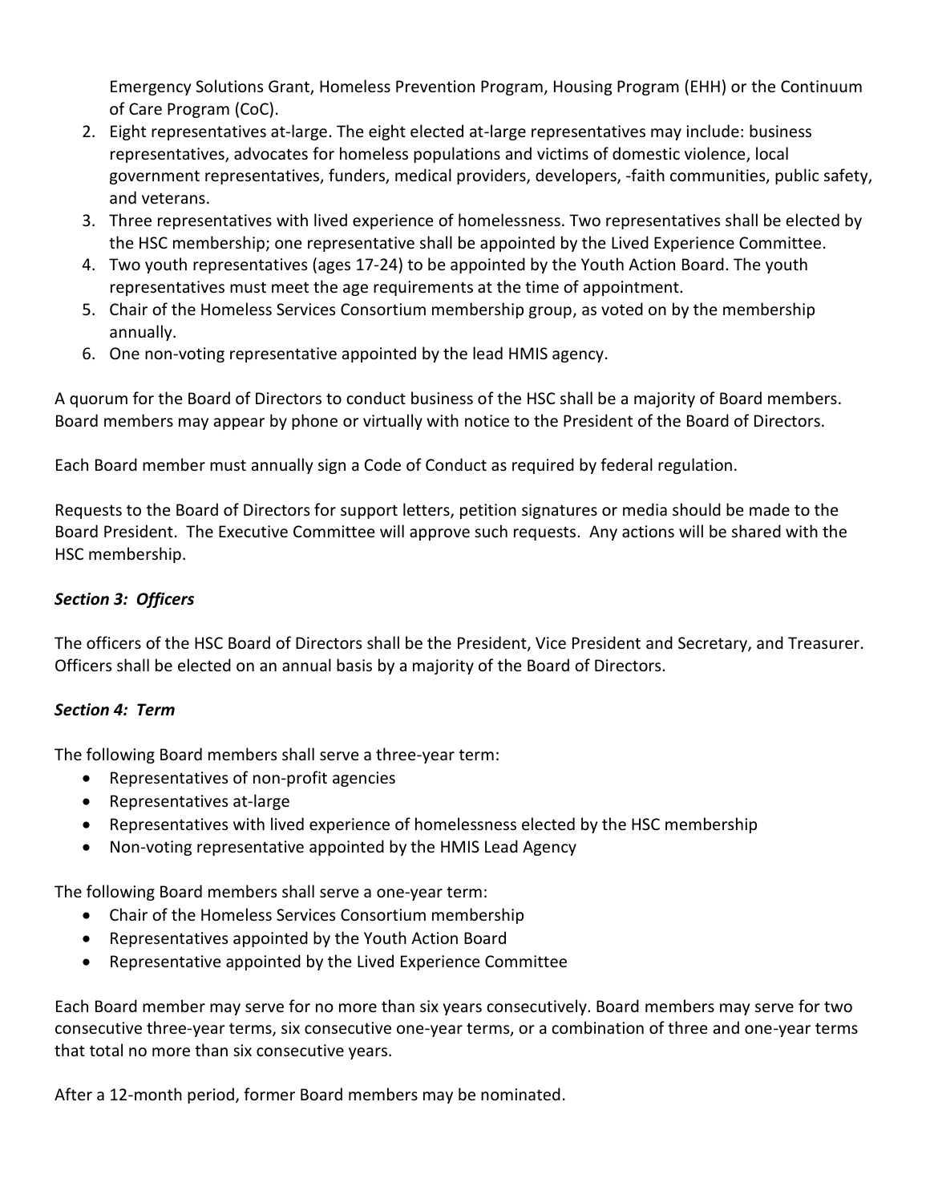Emergency Solutions Grant, Homeless Prevention Program, Housing Program (EHH) or the Continuum of Care Program (CoC).

2. Eight representatives at-large. The eight elected at-large representatives may include: business representatives, advocates for homeless populations and victims of domestic violence, local government representatives, funders, medical providers, developers, -faith communities, public safety, and veterans.
3. Three representatives with lived experience of homelessness. Two representatives shall be elected by the HSC membership; one representative shall be appointed by the Lived Experience Committee.
4. Two youth representatives (ages 17-24) to be appointed by the Youth Action Board. The youth representatives must meet the age requirements at the time of appointment.
5. Chair of the Homeless Services Consortium membership group, as voted on by the membership annually.
6. One non-voting representative appointed by the lead HMIS agency.

A quorum for the Board of Directors to conduct business of the HSC shall be a majority of Board members. Board members may appear by phone or virtually with notice to the President of the Board of Directors.

Each Board member must annually sign a Code of Conduct as required by federal regulation.

Requests to the Board of Directors for support letters, petition signatures or media should be made to the Board President. The Executive Committee will approve such requests. Any actions will be shared with the HSC membership.

### *Section 3: Officers*

The officers of the HSC Board of Directors shall be the President, Vice President and Secretary, and Treasurer. Officers shall be elected on an annual basis by a majority of the Board of Directors.

### *Section 4: Term*

The following Board members shall serve a three-year term:

- Representatives of non-profit agencies
- Representatives at-large
- Representatives with lived experience of homelessness elected by the HSC membership
- Non-voting representative appointed by the HMIS Lead Agency

The following Board members shall serve a one-year term:

- Chair of the Homeless Services Consortium membership
- Representatives appointed by the Youth Action Board
- Representative appointed by the Lived Experience Committee

Each Board member may serve for no more than six years consecutively. Board members may serve for two consecutive three-year terms, six consecutive one-year terms, or a combination of three and one-year terms that total no more than six consecutive years.

After a 12-month period, former Board members may be nominated.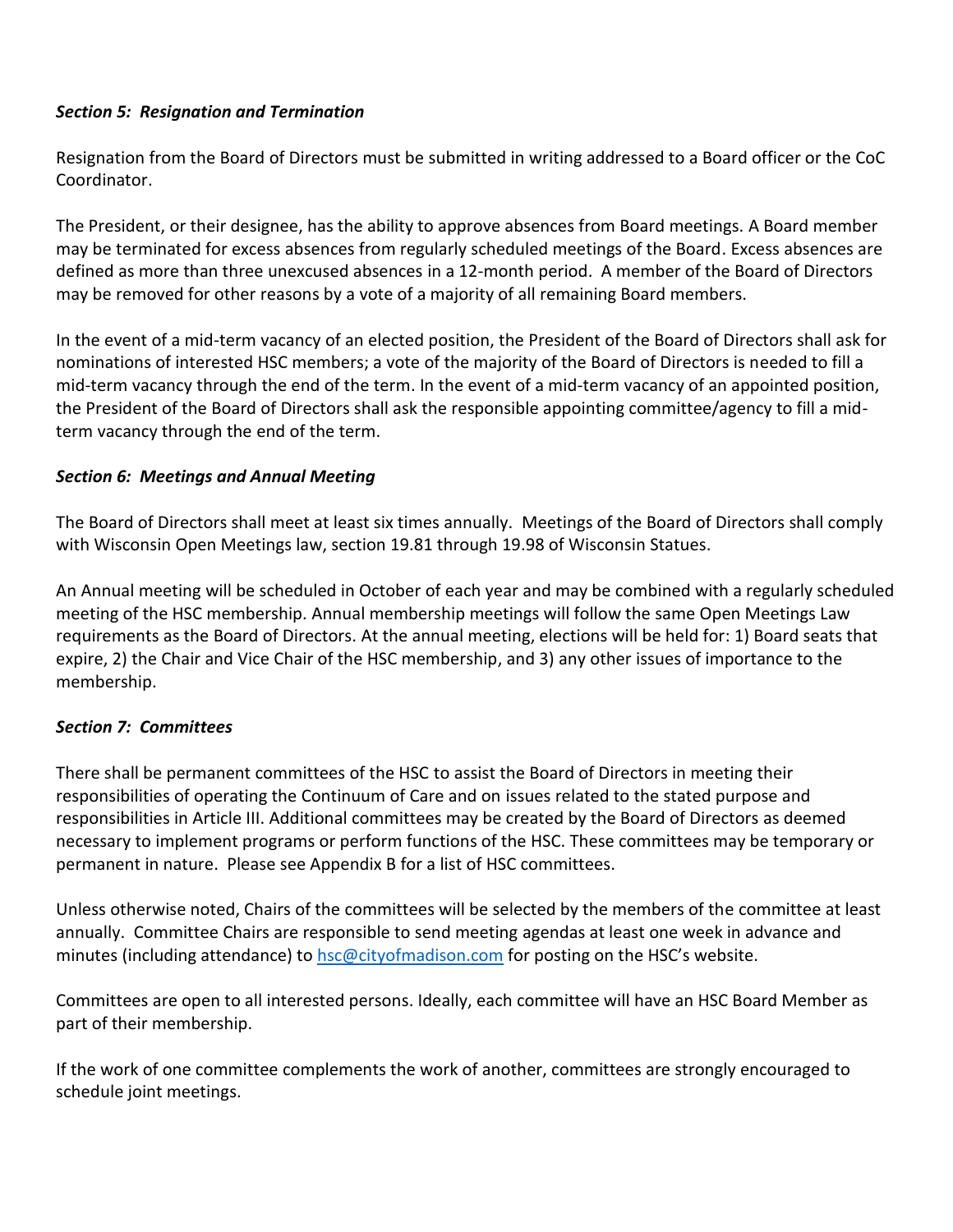### *Section 5: Resignation and Termination*

Resignation from the Board of Directors must be submitted in writing addressed to a Board officer or the CoC Coordinator.

The President, or their designee, has the ability to approve absences from Board meetings. A Board member may be terminated for excess absences from regularly scheduled meetings of the Board. Excess absences are defined as more than three unexcused absences in a 12-month period. A member of the Board of Directors may be removed for other reasons by a vote of a majority of all remaining Board members.

In the event of a mid-term vacancy of an elected position, the President of the Board of Directors shall ask for nominations of interested HSC members; a vote of the majority of the Board of Directors is needed to fill a mid-term vacancy through the end of the term. In the event of a mid-term vacancy of an appointed position, the President of the Board of Directors shall ask the responsible appointing committee/agency to fill a mid-term vacancy through the end of the term.

### *Section 6: Meetings and Annual Meeting*

The Board of Directors shall meet at least six times annually. Meetings of the Board of Directors shall comply with Wisconsin Open Meetings law, section 19.81 through 19.98 of Wisconsin Statues.

An Annual meeting will be scheduled in October of each year and may be combined with a regularly scheduled meeting of the HSC membership. Annual membership meetings will follow the same Open Meetings Law requirements as the Board of Directors. At the annual meeting, elections will be held for: 1) Board seats that expire, 2) the Chair and Vice Chair of the HSC membership, and 3) any other issues of importance to the membership.

### *Section 7: Committees*

There shall be permanent committees of the HSC to assist the Board of Directors in meeting their responsibilities of operating the Continuum of Care and on issues related to the stated purpose and responsibilities in Article III. Additional committees may be created by the Board of Directors as deemed necessary to implement programs or perform functions of the HSC. These committees may be temporary or permanent in nature. Please see Appendix B for a list of HSC committees.

Unless otherwise noted, Chairs of the committees will be selected by the members of the committee at least annually. Committee Chairs are responsible to send meeting agendas at least one week in advance and minutes (including attendance) to hsc@cityofmadison.com for posting on the HSC's website.

Committees are open to all interested persons. Ideally, each committee will have an HSC Board Member as part of their membership.

If the work of one committee complements the work of another, committees are strongly encouraged to schedule joint meetings.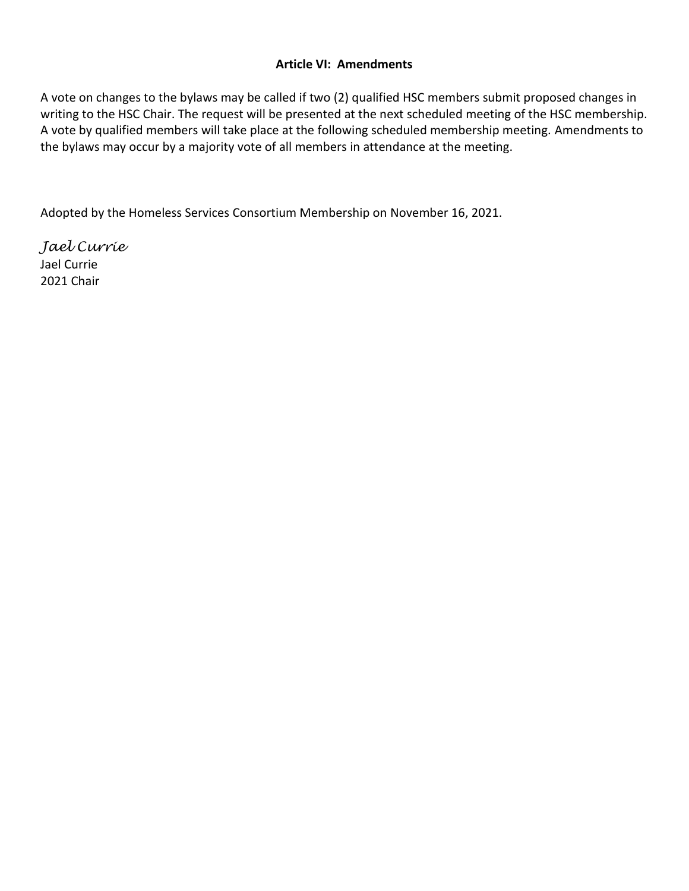## Article VI: Amendments

A vote on changes to the bylaws may be called if two (2) qualified HSC members submit proposed changes in writing to the HSC Chair. The request will be presented at the next scheduled meeting of the HSC membership. A vote by qualified members will take place at the following scheduled membership meeting. Amendments to the bylaws may occur by a majority vote of all members in attendance at the meeting.

Adopted by the Homeless Services Consortium Membership on November 16, 2021.

*Jael Currie*
Jael Currie
2021 Chair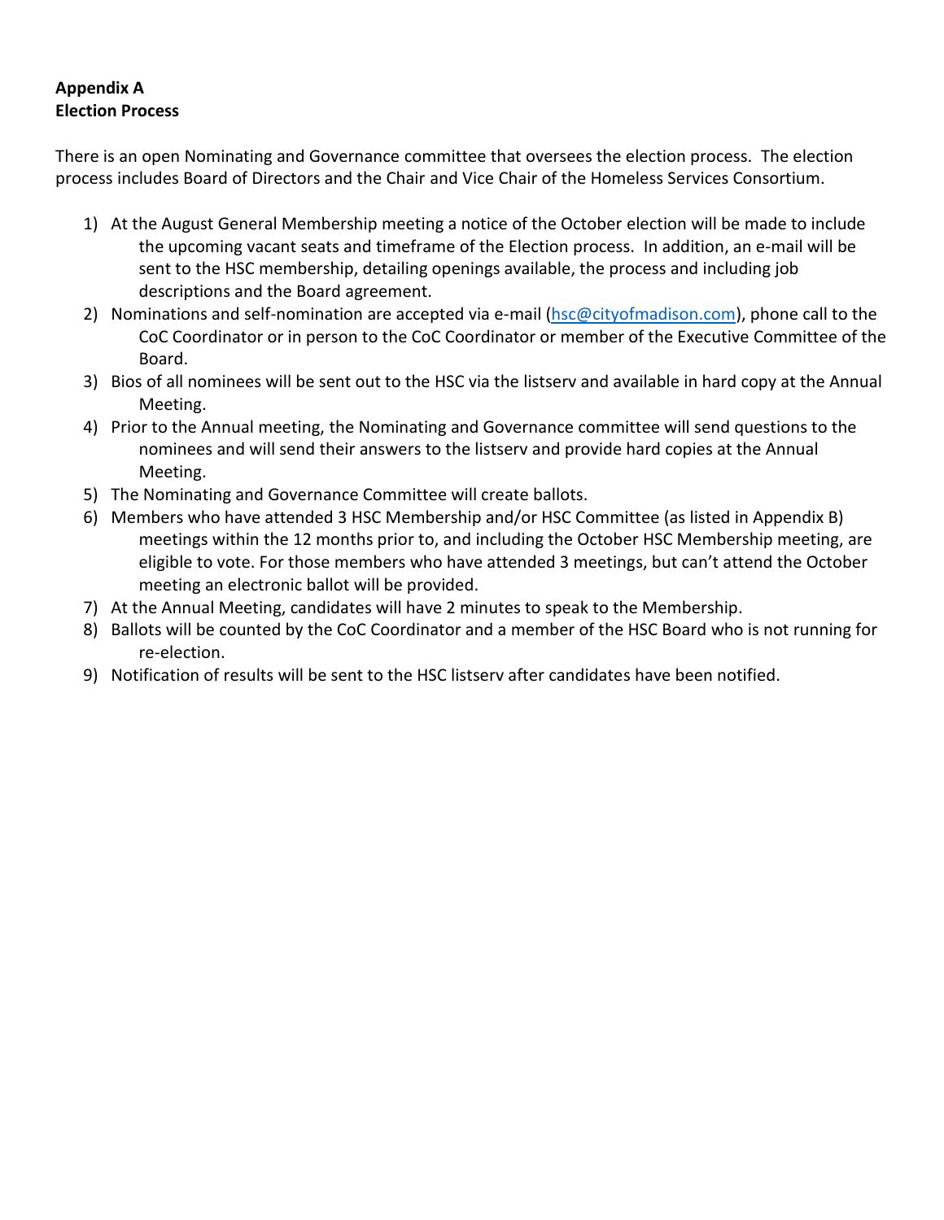**Appendix A**
**Election Process**

There is an open Nominating and Governance committee that oversees the election process. The election process includes Board of Directors and the Chair and Vice Chair of the Homeless Services Consortium.

1) At the August General Membership meeting a notice of the October election will be made to include the upcoming vacant seats and timeframe of the Election process. In addition, an e-mail will be sent to the HSC membership, detailing openings available, the process and including job descriptions and the Board agreement.
2) Nominations and self-nomination are accepted via e-mail (hsc@cityofmadison.com), phone call to the CoC Coordinator or in person to the CoC Coordinator or member of the Executive Committee of the Board.
3) Bios of all nominees will be sent out to the HSC via the listserv and available in hard copy at the Annual Meeting.
4) Prior to the Annual meeting, the Nominating and Governance committee will send questions to the nominees and will send their answers to the listserv and provide hard copies at the Annual Meeting.
5) The Nominating and Governance Committee will create ballots.
6) Members who have attended 3 HSC Membership and/or HSC Committee (as listed in Appendix B) meetings within the 12 months prior to, and including the October HSC Membership meeting, are eligible to vote. For those members who have attended 3 meetings, but can't attend the October meeting an electronic ballot will be provided.
7) At the Annual Meeting, candidates will have 2 minutes to speak to the Membership.
8) Ballots will be counted by the CoC Coordinator and a member of the HSC Board who is not running for re-election.
9) Notification of results will be sent to the HSC listserv after candidates have been notified.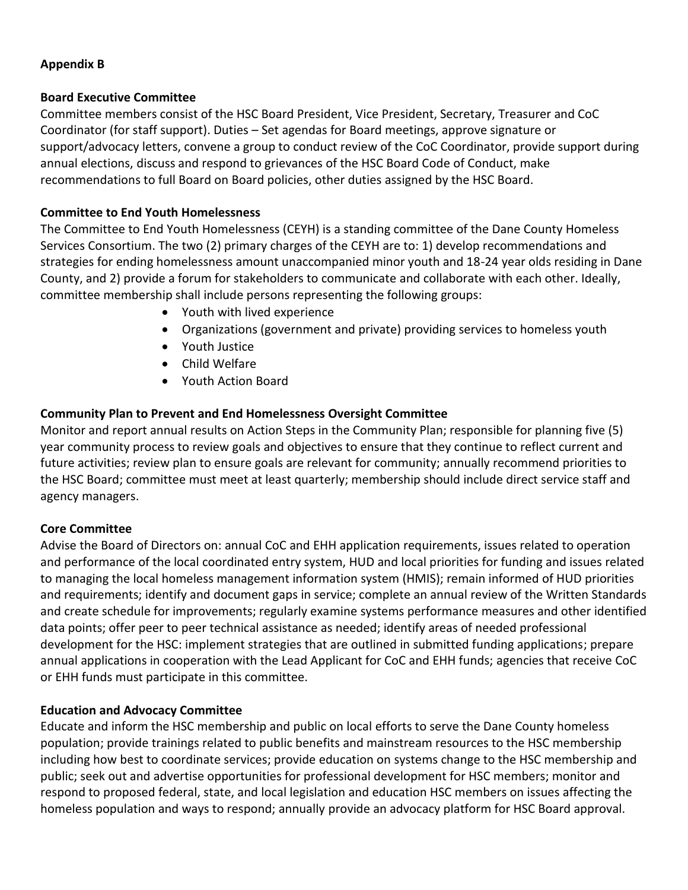**Appendix B**

**Board Executive Committee**
Committee members consist of the HSC Board President, Vice President, Secretary, Treasurer and CoC Coordinator (for staff support). Duties – Set agendas for Board meetings, approve signature or support/advocacy letters, convene a group to conduct review of the CoC Coordinator, provide support during annual elections, discuss and respond to grievances of the HSC Board Code of Conduct, make recommendations to full Board on Board policies, other duties assigned by the HSC Board.

**Committee to End Youth Homelessness**
The Committee to End Youth Homelessness (CEYH) is a standing committee of the Dane County Homeless Services Consortium. The two (2) primary charges of the CEYH are to: 1) develop recommendations and strategies for ending homelessness amount unaccompanied minor youth and 18-24 year olds residing in Dane County, and 2) provide a forum for stakeholders to communicate and collaborate with each other. Ideally, committee membership shall include persons representing the following groups:

- Youth with lived experience
- Organizations (government and private) providing services to homeless youth
- Youth Justice
- Child Welfare
- Youth Action Board

**Community Plan to Prevent and End Homelessness Oversight Committee**
Monitor and report annual results on Action Steps in the Community Plan; responsible for planning five (5) year community process to review goals and objectives to ensure that they continue to reflect current and future activities; review plan to ensure goals are relevant for community; annually recommend priorities to the HSC Board; committee must meet at least quarterly; membership should include direct service staff and agency managers.

**Core Committee**
Advise the Board of Directors on: annual CoC and EHH application requirements, issues related to operation and performance of the local coordinated entry system, HUD and local priorities for funding and issues related to managing the local homeless management information system (HMIS); remain informed of HUD priorities and requirements; identify and document gaps in service; complete an annual review of the Written Standards and create schedule for improvements; regularly examine systems performance measures and other identified data points; offer peer to peer technical assistance as needed; identify areas of needed professional development for the HSC: implement strategies that are outlined in submitted funding applications; prepare annual applications in cooperation with the Lead Applicant for CoC and EHH funds; agencies that receive CoC or EHH funds must participate in this committee.

**Education and Advocacy Committee**
Educate and inform the HSC membership and public on local efforts to serve the Dane County homeless population; provide trainings related to public benefits and mainstream resources to the HSC membership including how best to coordinate services; provide education on systems change to the HSC membership and public; seek out and advertise opportunities for professional development for HSC members; monitor and respond to proposed federal, state, and local legislation and education HSC members on issues affecting the homeless population and ways to respond; annually provide an advocacy platform for HSC Board approval.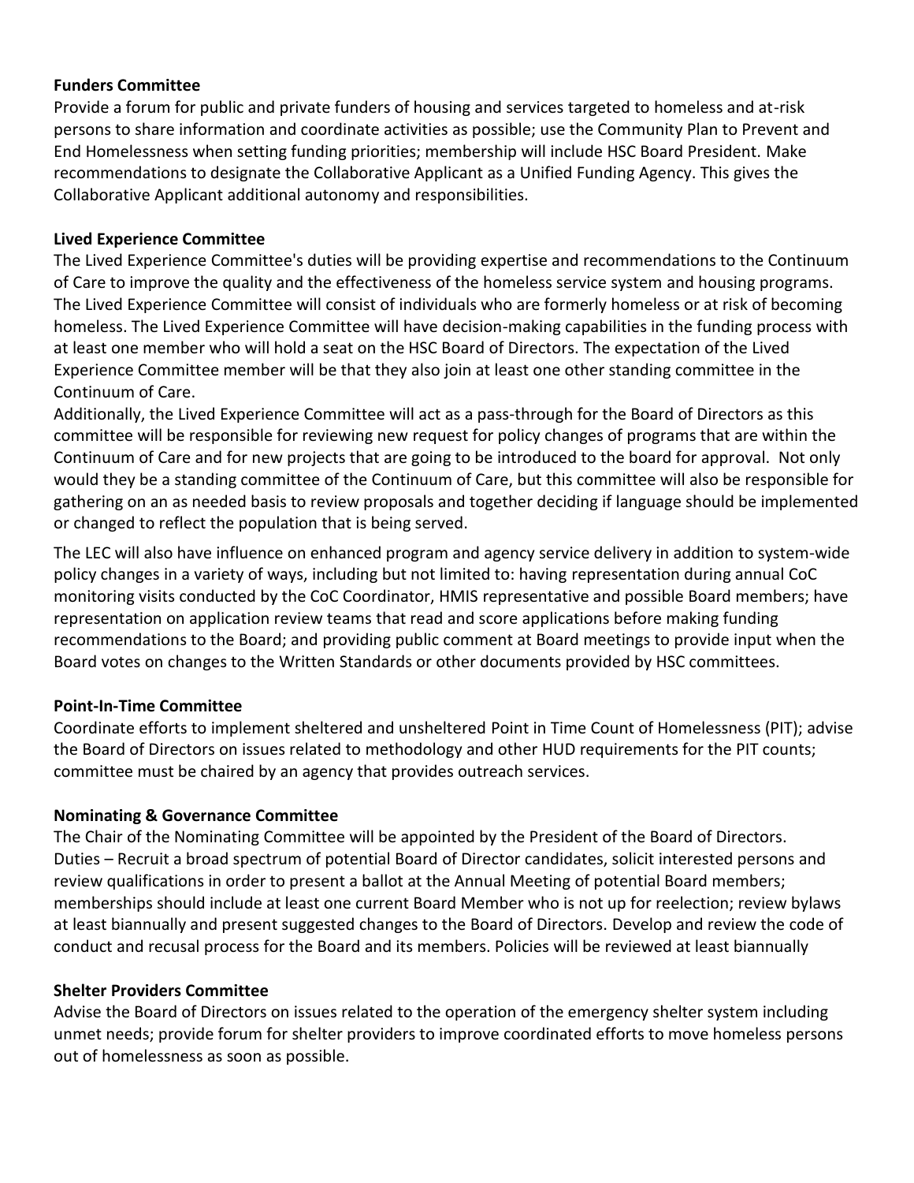**Funders Committee**

Provide a forum for public and private funders of housing and services targeted to homeless and at-risk persons to share information and coordinate activities as possible; use the Community Plan to Prevent and End Homelessness when setting funding priorities; membership will include HSC Board President. Make recommendations to designate the Collaborative Applicant as a Unified Funding Agency. This gives the Collaborative Applicant additional autonomy and responsibilities.

**Lived Experience Committee**

The Lived Experience Committee's duties will be providing expertise and recommendations to the Continuum of Care to improve the quality and the effectiveness of the homeless service system and housing programs. The Lived Experience Committee will consist of individuals who are formerly homeless or at risk of becoming homeless. The Lived Experience Committee will have decision-making capabilities in the funding process with at least one member who will hold a seat on the HSC Board of Directors. The expectation of the Lived Experience Committee member will be that they also join at least one other standing committee in the Continuum of Care.

Additionally, the Lived Experience Committee will act as a pass-through for the Board of Directors as this committee will be responsible for reviewing new request for policy changes of programs that are within the Continuum of Care and for new projects that are going to be introduced to the board for approval. Not only would they be a standing committee of the Continuum of Care, but this committee will also be responsible for gathering on an as needed basis to review proposals and together deciding if language should be implemented or changed to reflect the population that is being served.

The LEC will also have influence on enhanced program and agency service delivery in addition to system-wide policy changes in a variety of ways, including but not limited to: having representation during annual CoC monitoring visits conducted by the CoC Coordinator, HMIS representative and possible Board members; have representation on application review teams that read and score applications before making funding recommendations to the Board; and providing public comment at Board meetings to provide input when the Board votes on changes to the Written Standards or other documents provided by HSC committees.

**Point-In-Time Committee**

Coordinate efforts to implement sheltered and unsheltered Point in Time Count of Homelessness (PIT); advise the Board of Directors on issues related to methodology and other HUD requirements for the PIT counts; committee must be chaired by an agency that provides outreach services.

**Nominating & Governance Committee**

The Chair of the Nominating Committee will be appointed by the President of the Board of Directors. Duties – Recruit a broad spectrum of potential Board of Director candidates, solicit interested persons and review qualifications in order to present a ballot at the Annual Meeting of potential Board members; memberships should include at least one current Board Member who is not up for reelection; review bylaws at least biannually and present suggested changes to the Board of Directors. Develop and review the code of conduct and recusal process for the Board and its members. Policies will be reviewed at least biannually

**Shelter Providers Committee**

Advise the Board of Directors on issues related to the operation of the emergency shelter system including unmet needs; provide forum for shelter providers to improve coordinated efforts to move homeless persons out of homelessness as soon as possible.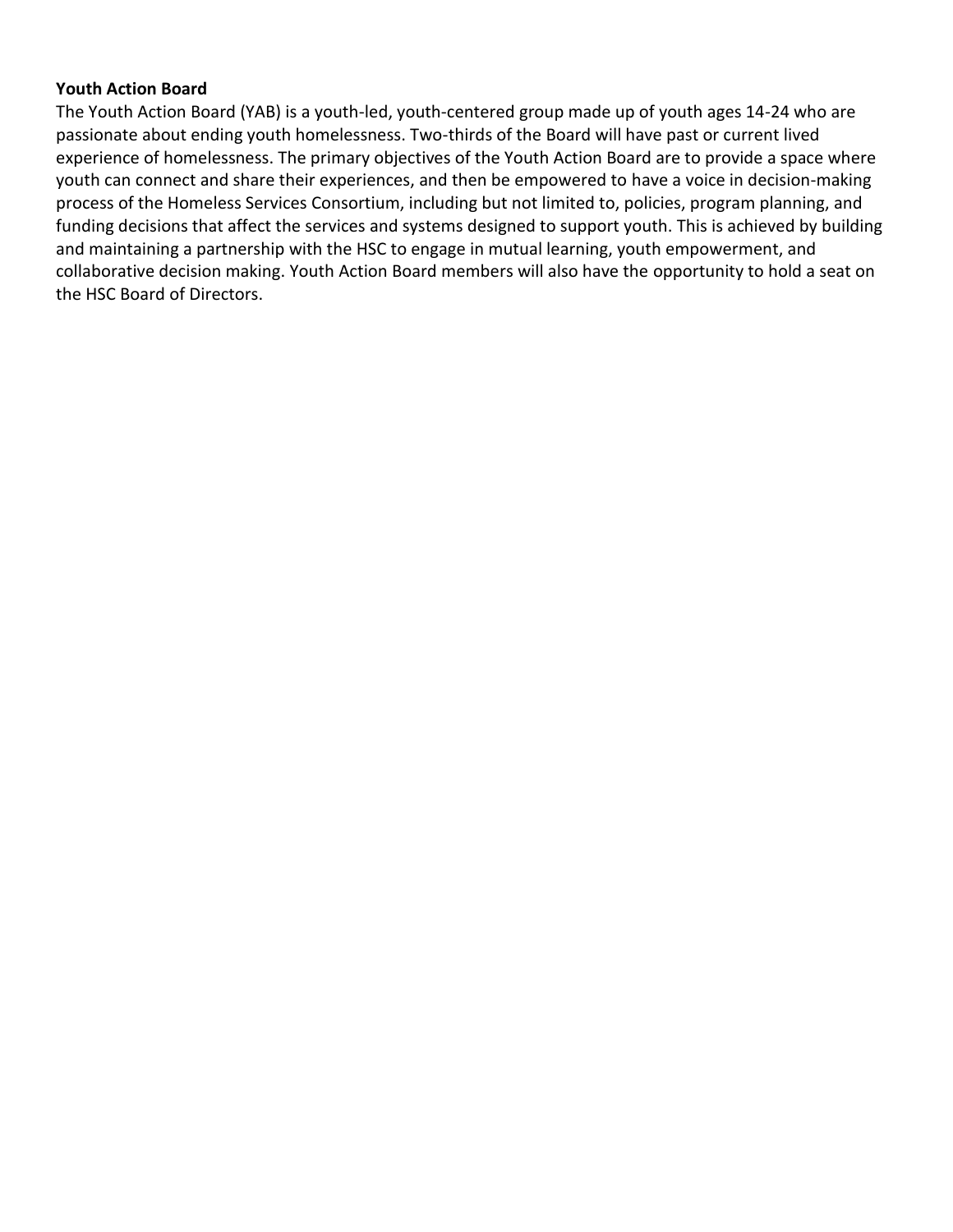**Youth Action Board**

The Youth Action Board (YAB) is a youth-led, youth-centered group made up of youth ages 14-24 who are passionate about ending youth homelessness. Two-thirds of the Board will have past or current lived experience of homelessness. The primary objectives of the Youth Action Board are to provide a space where youth can connect and share their experiences, and then be empowered to have a voice in decision-making process of the Homeless Services Consortium, including but not limited to, policies, program planning, and funding decisions that affect the services and systems designed to support youth. This is achieved by building and maintaining a partnership with the HSC to engage in mutual learning, youth empowerment, and collaborative decision making. Youth Action Board members will also have the opportunity to hold a seat on the HSC Board of Directors.